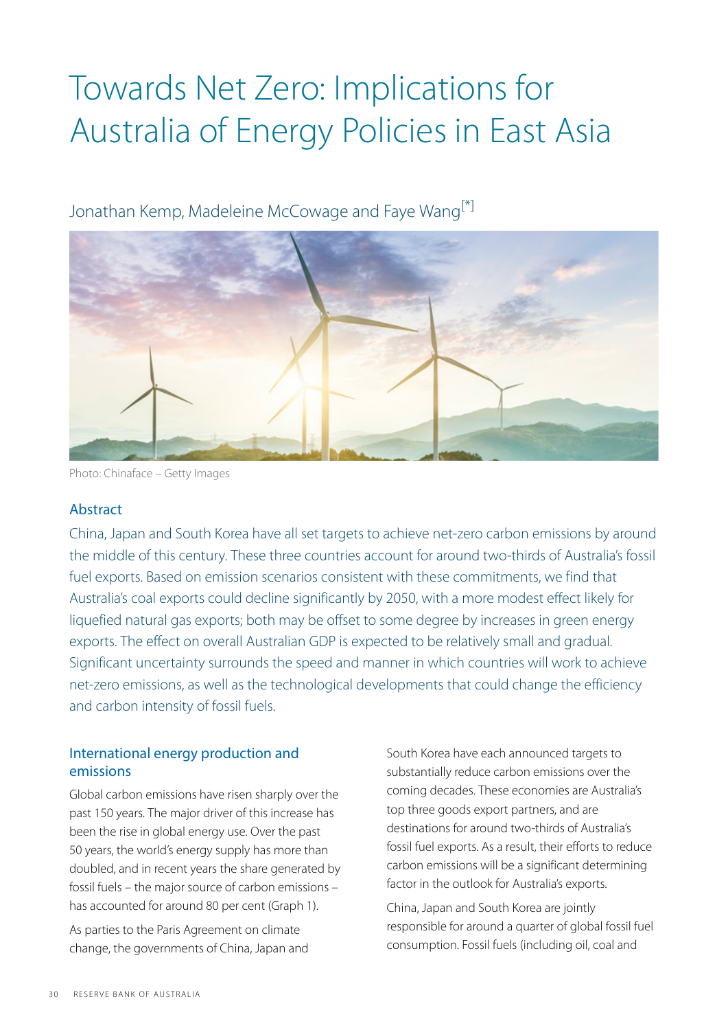# Towards Net Zero: Implications for Australia of Energy Policies in East Asia

Jonathan Kemp, Madeleine McCowage and Faye Wang[*]

Photo: Chinaface – Getty Images

## Abstract

China, Japan and South Korea have all set targets to achieve net-zero carbon emissions by around the middle of this century. These three countries account for around two-thirds of Australia's fossil fuel exports. Based on emission scenarios consistent with these commitments, we find that Australia's coal exports could decline significantly by 2050, with a more modest effect likely for liquefied natural gas exports; both may be offset to some degree by increases in green energy exports. The effect on overall Australian GDP is expected to be relatively small and gradual. Significant uncertainty surrounds the speed and manner in which countries will work to achieve net-zero emissions, as well as the technological developments that could change the efficiency and carbon intensity of fossil fuels.

## International energy production and emissions

Global carbon emissions have risen sharply over the past 150 years. The major driver of this increase has been the rise in global energy use. Over the past 50 years, the world's energy supply has more than doubled, and in recent years the share generated by fossil fuels – the major source of carbon emissions – has accounted for around 80 per cent (Graph 1).

As parties to the Paris Agreement on climate change, the governments of China, Japan and South Korea have each announced targets to substantially reduce carbon emissions over the coming decades. These economies are Australia's top three goods export partners, and are destinations for around two-thirds of Australia's fossil fuel exports. As a result, their efforts to reduce carbon emissions will be a significant determining factor in the outlook for Australia's exports.

China, Japan and South Korea are jointly responsible for around a quarter of global fossil fuel consumption. Fossil fuels (including oil, coal and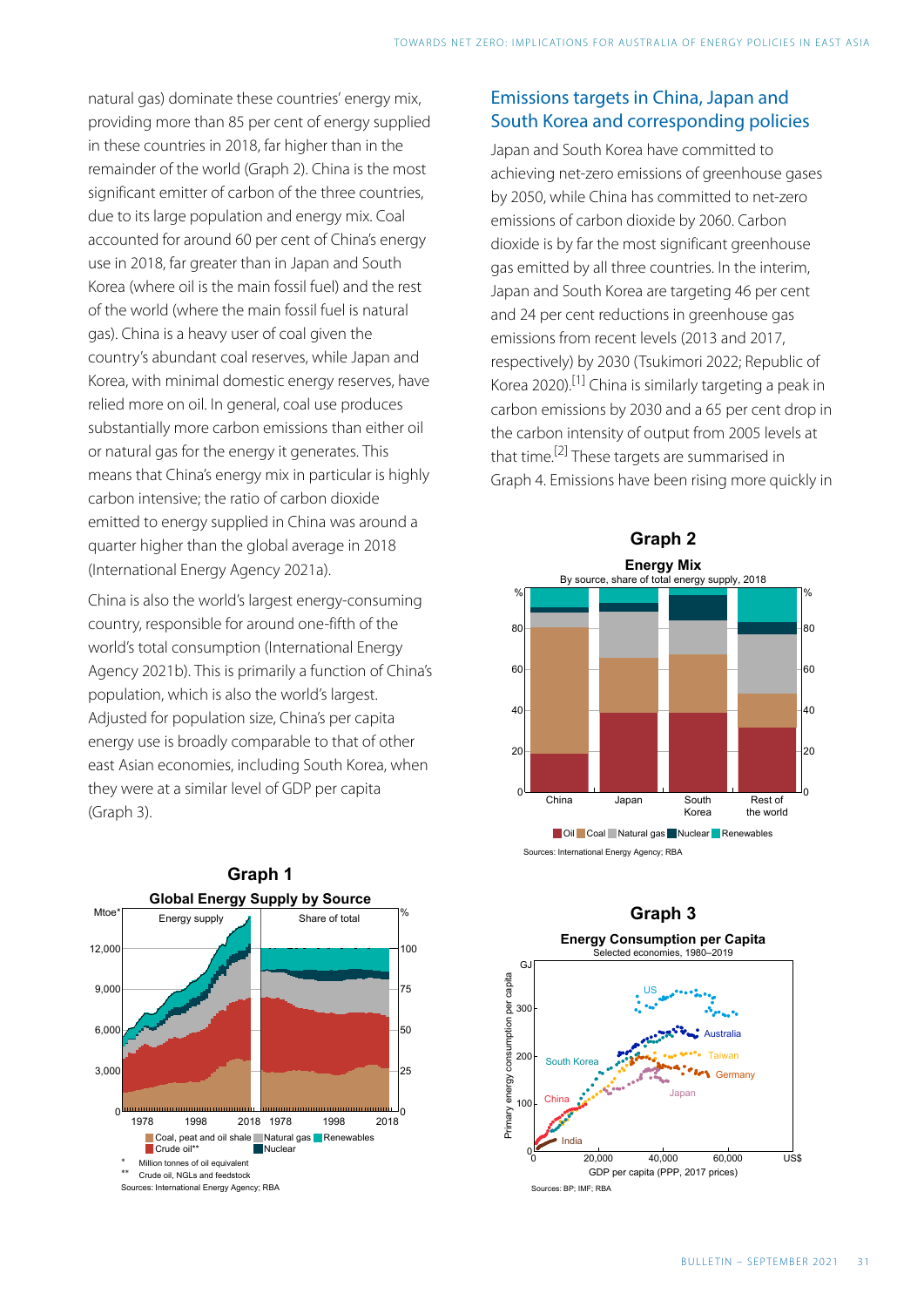natural gas) dominate these countries' energy mix, providing more than 85 per cent of energy supplied in these countries in 2018, far higher than in the remainder of the world (Graph 2). China is the most significant emitter of carbon of the three countries, due to its large population and energy mix. Coal accounted for around 60 per cent of China's energy use in 2018, far greater than in Japan and South Korea (where oil is the main fossil fuel) and the rest of the world (where the main fossil fuel is natural gas). China is a heavy user of coal given the country's abundant coal reserves, while Japan and Korea, with minimal domestic energy reserves, have relied more on oil. In general, coal use produces substantially more carbon emissions than either oil or natural gas for the energy it generates. This means that China's energy mix in particular is highly carbon intensive; the ratio of carbon dioxide emitted to energy supplied in China was around a quarter higher than the global average in 2018 (International Energy Agency 2021a).

China is also the world's largest energy-consuming country, responsible for around one-fifth of the world's total consumption (International Energy Agency 2021b). This is primarily a function of China's population, which is also the world's largest. Adjusted for population size, China's per capita energy use is broadly comparable to that of other east Asian economies, including South Korea, when they were at a similar level of GDP per capita (Graph 3).

**Graph 1**

**Global Energy Supply by Source**

\* Million tonnes of oil equivalent

\*\* Crude oil, NGLs and feedstock

Sources: International Energy Agency; RBA

## Emissions targets in China, Japan and South Korea and corresponding policies

Japan and South Korea have committed to achieving net-zero emissions of greenhouse gases by 2050, while China has committed to net-zero emissions of carbon dioxide by 2060. Carbon dioxide is by far the most significant greenhouse gas emitted by all three countries. In the interim, Japan and South Korea are targeting 46 per cent and 24 per cent reductions in greenhouse gas emissions from recent levels (2013 and 2017, respectively) by 2030 (Tsukimori 2022; Republic of Korea 2020).[1] China is similarly targeting a peak in carbon emissions by 2030 and a 65 per cent drop in the carbon intensity of output from 2005 levels at that time.[2] These targets are summarised in Graph 4. Emissions have been rising more quickly in

**Graph 2**

**Energy Mix**

By source, share of total energy supply, 2018

Sources: International Energy Agency; RBA

**Graph 3**

**Energy Consumption per Capita**

Selected economies, 1980–2019

Sources: BP; IMF; RBA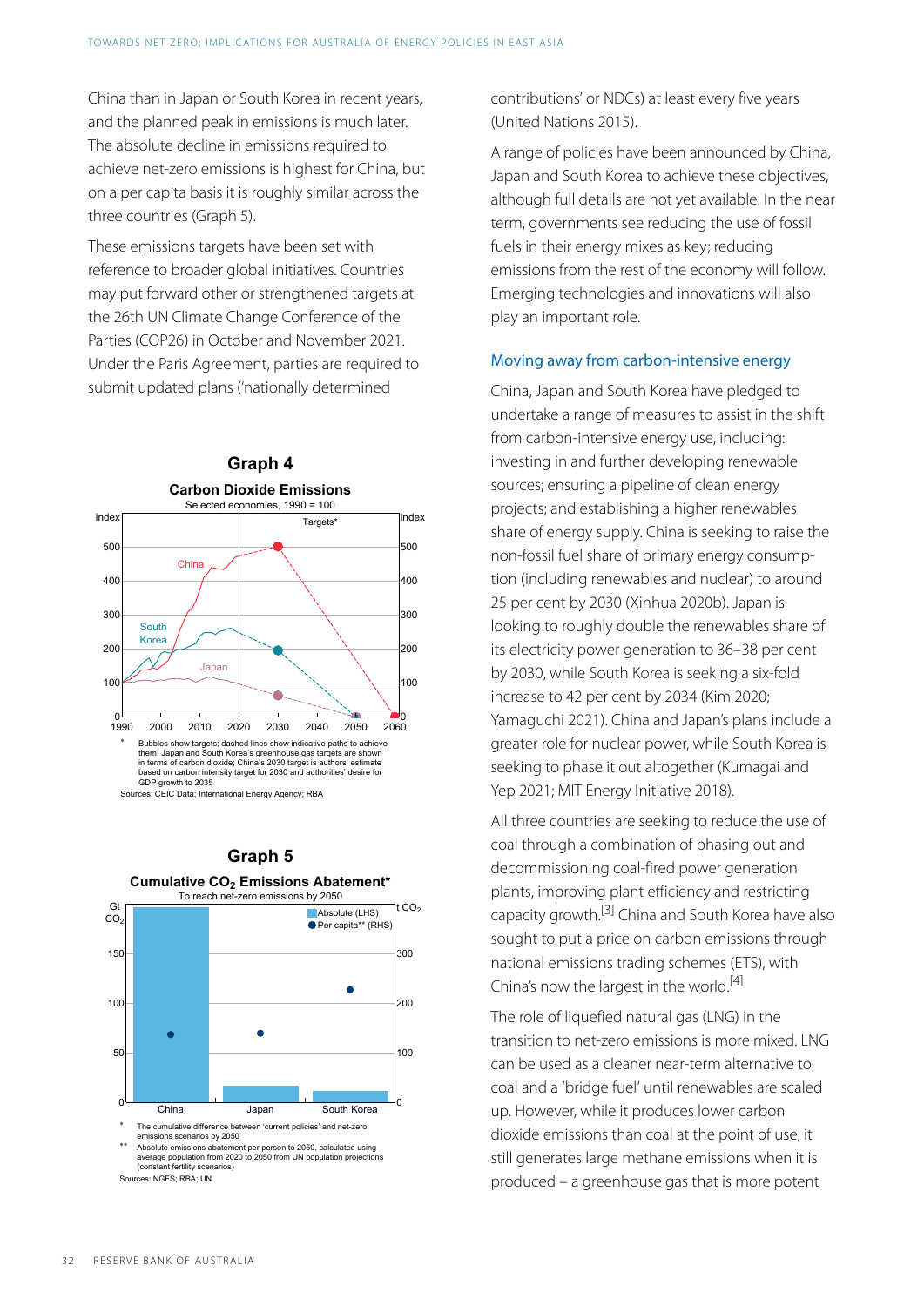China than in Japan or South Korea in recent years, and the planned peak in emissions is much later. The absolute decline in emissions required to achieve net-zero emissions is highest for China, but on a per capita basis it is roughly similar across the three countries (Graph 5).

These emissions targets have been set with reference to broader global initiatives. Countries may put forward other or strengthened targets at the 26th UN Climate Change Conference of the Parties (COP26) in October and November 2021. Under the Paris Agreement, parties are required to submit updated plans ('nationally determined contributions' or NDCs) at least every five years (United Nations 2015).

A range of policies have been announced by China, Japan and South Korea to achieve these objectives, although full details are not yet available. In the near term, governments see reducing the use of fossil fuels in their energy mixes as key; reducing emissions from the rest of the economy will follow. Emerging technologies and innovations will also play an important role.

**Graph 4**

**Carbon Dioxide Emissions**

Selected economies, 1990 = 100

\* Bubbles show targets; dashed lines show indicative paths to achieve them; Japan and South Korea's greenhouse gas targets are shown in terms of carbon dioxide; China's 2030 target is authors' estimate based on carbon intensity target for 2030 and authorities' desire for GDP growth to 2035

Sources: CEIC Data; International Energy Agency; RBA

**Graph 5**

**Cumulative $CO_2$ Emissions Abatement\***

To reach net-zero emissions by 2050

\* The cumulative difference between 'current policies' and net-zero emissions scenarios by 2050

\*\* Absolute emissions abatement per person to 2050, calculated using average population from 2020 to 2050 from UN population projections (constant fertility scenarios)

Sources: NGFS; RBA; UN

## Moving away from carbon-intensive energy

China, Japan and South Korea have pledged to undertake a range of measures to assist in the shift from carbon-intensive energy use, including: investing in and further developing renewable sources; ensuring a pipeline of clean energy projects; and establishing a higher renewables share of energy supply. China is seeking to raise the non-fossil fuel share of primary energy consumption (including renewables and nuclear) to around 25 per cent by 2030 (Xinhua 2020b). Japan is looking to roughly double the renewables share of its electricity power generation to 36–38 per cent by 2030, while South Korea is seeking a six-fold increase to 42 per cent by 2034 (Kim 2020; Yamaguchi 2021). China and Japan's plans include a greater role for nuclear power, while South Korea is seeking to phase it out altogether (Kumagai and Yep 2021; MIT Energy Initiative 2018).

All three countries are seeking to reduce the use of coal through a combination of phasing out and decommissioning coal-fired power generation plants, improving plant efficiency and restricting capacity growth.[3] China and South Korea have also sought to put a price on carbon emissions through national emissions trading schemes (ETS), with China's now the largest in the world.[4]

The role of liquefied natural gas (LNG) in the transition to net-zero emissions is more mixed. LNG can be used as a cleaner near-term alternative to coal and a 'bridge fuel' until renewables are scaled up. However, while it produces lower carbon dioxide emissions than coal at the point of use, it still generates large methane emissions when it is produced – a greenhouse gas that is more potent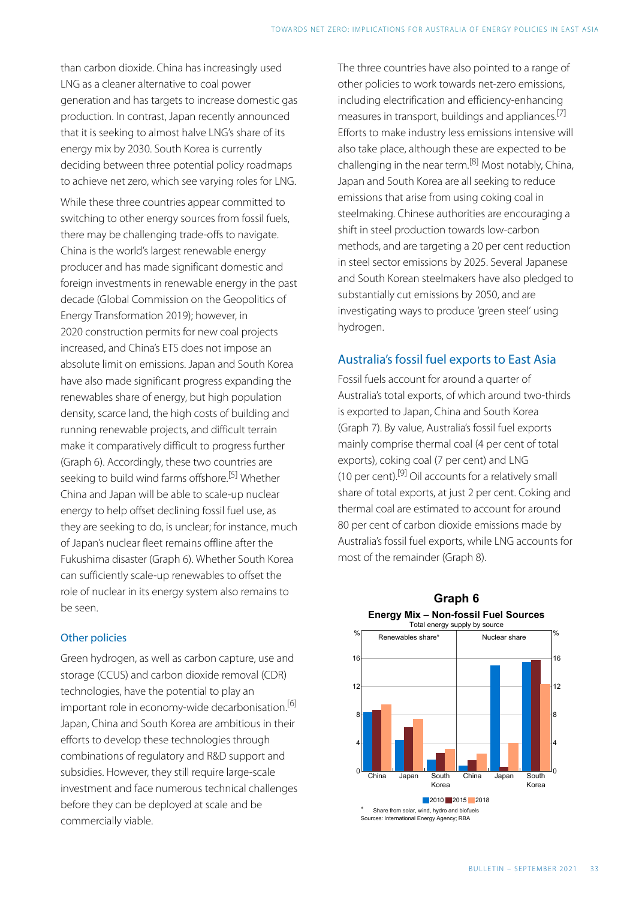than carbon dioxide. China has increasingly used LNG as a cleaner alternative to coal power generation and has targets to increase domestic gas production. In contrast, Japan recently announced that it is seeking to almost halve LNG's share of its energy mix by 2030. South Korea is currently deciding between three potential policy roadmaps to achieve net zero, which see varying roles for LNG.

While these three countries appear committed to switching to other energy sources from fossil fuels, there may be challenging trade-offs to navigate. China is the world's largest renewable energy producer and has made significant domestic and foreign investments in renewable energy in the past decade (Global Commission on the Geopolitics of Energy Transformation 2019); however, in 2020 construction permits for new coal projects increased, and China's ETS does not impose an absolute limit on emissions. Japan and South Korea have also made significant progress expanding the renewables share of energy, but high population density, scarce land, the high costs of building and running renewable projects, and difficult terrain make it comparatively difficult to progress further (Graph 6). Accordingly, these two countries are seeking to build wind farms offshore.[5] Whether China and Japan will be able to scale-up nuclear energy to help offset declining fossil fuel use, as they are seeking to do, is unclear; for instance, much of Japan's nuclear fleet remains offline after the Fukushima disaster (Graph 6). Whether South Korea can sufficiently scale-up renewables to offset the role of nuclear in its energy system also remains to be seen.

### Other policies

Green hydrogen, as well as carbon capture, use and storage (CCUS) and carbon dioxide removal (CDR) technologies, have the potential to play an important role in economy-wide decarbonisation.[6] Japan, China and South Korea are ambitious in their efforts to develop these technologies through combinations of regulatory and R&D support and subsidies. However, they still require large-scale investment and face numerous technical challenges before they can be deployed at scale and be commercially viable.

The three countries have also pointed to a range of other policies to work towards net-zero emissions, including electrification and efficiency-enhancing measures in transport, buildings and appliances.[7] Efforts to make industry less emissions intensive will also take place, although these are expected to be challenging in the near term.[8] Most notably, China, Japan and South Korea are all seeking to reduce emissions that arise from using coking coal in steelmaking. Chinese authorities are encouraging a shift in steel production towards low-carbon methods, and are targeting a 20 per cent reduction in steel sector emissions by 2025. Several Japanese and South Korean steelmakers have also pledged to substantially cut emissions by 2050, and are investigating ways to produce 'green steel' using hydrogen.

## Australia's fossil fuel exports to East Asia

Fossil fuels account for around a quarter of Australia's total exports, of which around two-thirds is exported to Japan, China and South Korea (Graph 7). By value, Australia's fossil fuel exports mainly comprise thermal coal (4 per cent of total exports), coking coal (7 per cent) and LNG (10 per cent).[9] Oil accounts for a relatively small share of total exports, at just 2 per cent. Coking and thermal coal are estimated to account for around 80 per cent of carbon dioxide emissions made by Australia's fossil fuel exports, while LNG accounts for most of the remainder (Graph 8).

**Graph 6**

**Energy Mix – Non-fossil Fuel Sources**

Total energy supply by source

(Renewables share*: China, Japan, South Korea; Nuclear share: China, Japan, South Korea; 2010, 2015, 2018; %)

\* Share from solar, wind, hydro and biofuels

Sources: International Energy Agency; RBA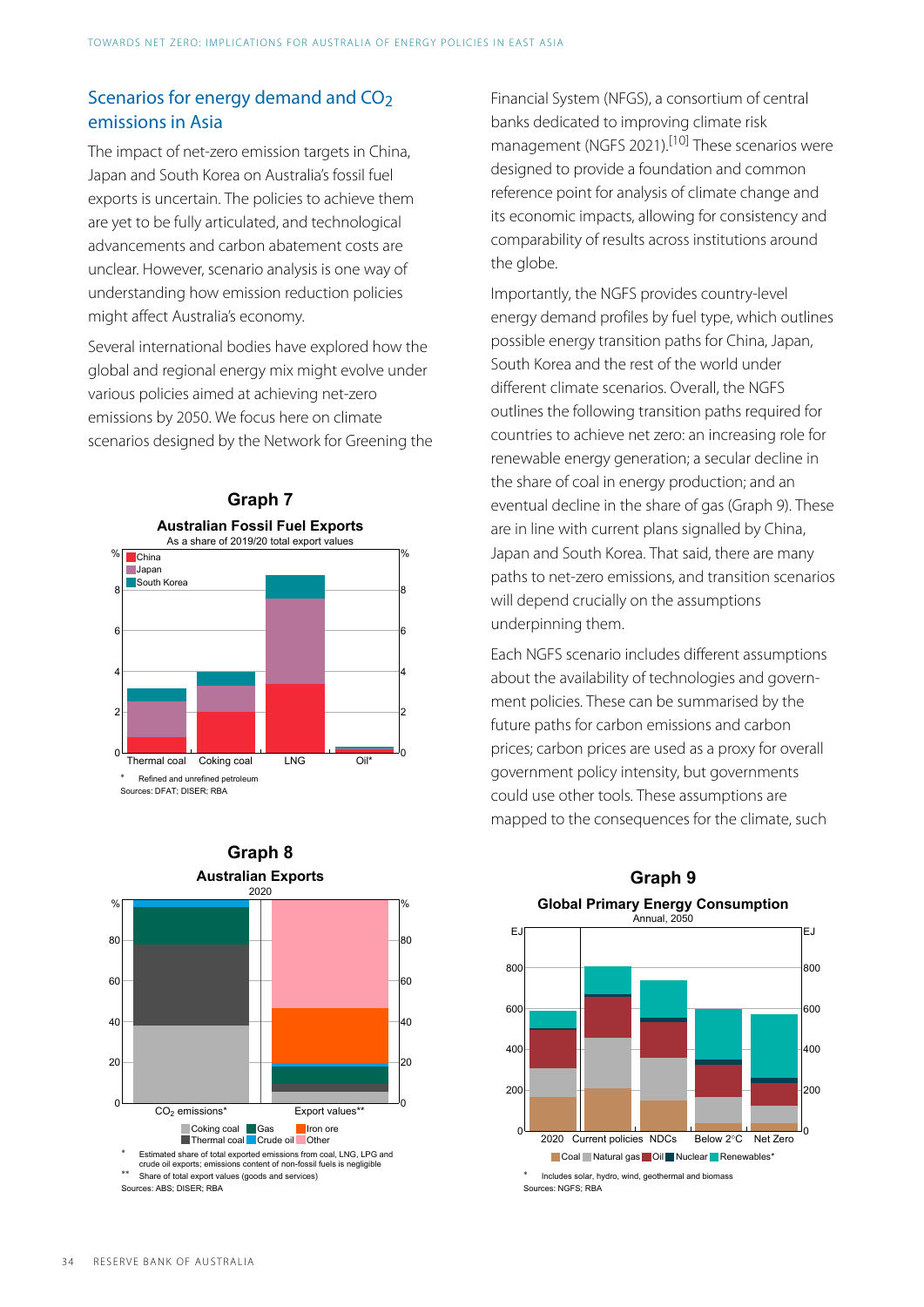## Scenarios for energy demand and $CO_2$ emissions in Asia

The impact of net-zero emission targets in China, Japan and South Korea on Australia's fossil fuel exports is uncertain. The policies to achieve them are yet to be fully articulated, and technological advancements and carbon abatement costs are unclear. However, scenario analysis is one way of understanding how emission reduction policies might affect Australia's economy.

Several international bodies have explored how the global and regional energy mix might evolve under various policies aimed at achieving net-zero emissions by 2050. We focus here on climate scenarios designed by the Network for Greening the Financial System (NFGS), a consortium of central banks dedicated to improving climate risk management (NGFS 2021).[10] These scenarios were designed to provide a foundation and common reference point for analysis of climate change and its economic impacts, allowing for consistency and comparability of results across institutions around the globe.

Importantly, the NGFS provides country-level energy demand profiles by fuel type, which outlines possible energy transition paths for China, Japan, South Korea and the rest of the world under different climate scenarios. Overall, the NGFS outlines the following transition paths required for countries to achieve net zero: an increasing role for renewable energy generation; a secular decline in the share of coal in energy production; and an eventual decline in the share of gas (Graph 9). These are in line with current plans signalled by China, Japan and South Korea. That said, there are many paths to net-zero emissions, and transition scenarios will depend crucially on the assumptions underpinning them.

Each NGFS scenario includes different assumptions about the availability of technologies and government policies. These can be summarised by the future paths for carbon emissions and carbon prices; carbon prices are used as a proxy for overall government policy intensity, but governments could use other tools. These assumptions are mapped to the consequences for the climate, such

**Graph 7**

**Australian Fossil Fuel Exports**

As a share of 2019/20 total export values

* Refined and unrefined petroleum

Sources: DFAT; DISER; RBA

**Graph 8**

**Australian Exports**

2020

* Estimated share of total exported emissions from coal, LNG, LPG and crude oil exports; emissions content of non-fossil fuels is negligible

** Share of total export values (goods and services)

Sources: ABS; DISER; RBA

**Graph 9**

**Global Primary Energy Consumption**

Annual, 2050

* Includes solar, hydro, wind, geothermal and biomass

Sources: NGFS; RBA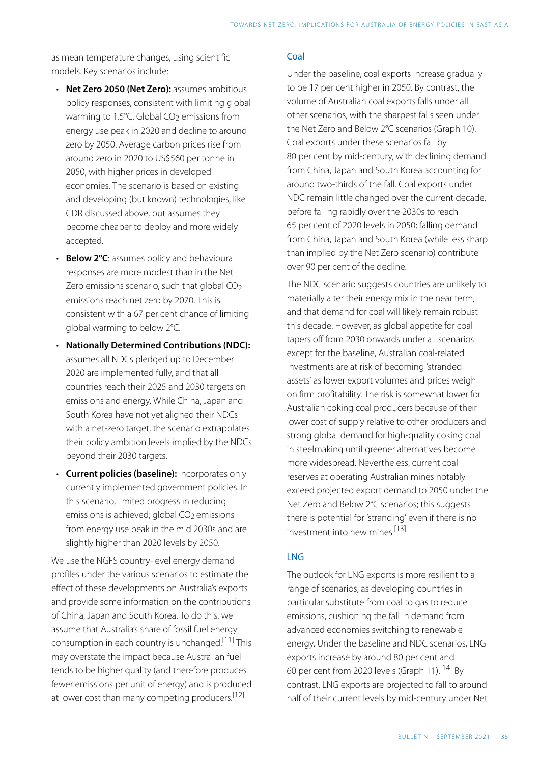as mean temperature changes, using scientific models. Key scenarios include:

- **Net Zero 2050 (Net Zero):** assumes ambitious policy responses, consistent with limiting global warming to 1.5°C. Global $CO_2$ emissions from energy use peak in 2020 and decline to around zero by 2050. Average carbon prices rise from around zero in 2020 to US$560 per tonne in 2050, with higher prices in developed economies. The scenario is based on existing and developing (but known) technologies, like CDR discussed above, but assumes they become cheaper to deploy and more widely accepted.
- **Below 2°C**: assumes policy and behavioural responses are more modest than in the Net Zero emissions scenario, such that global $CO_2$ emissions reach net zero by 2070. This is consistent with a 67 per cent chance of limiting global warming to below 2°C.
- **Nationally Determined Contributions (NDC):** assumes all NDCs pledged up to December 2020 are implemented fully, and that all countries reach their 2025 and 2030 targets on emissions and energy. While China, Japan and South Korea have not yet aligned their NDCs with a net-zero target, the scenario extrapolates their policy ambition levels implied by the NDCs beyond their 2030 targets.
- **Current policies (baseline):** incorporates only currently implemented government policies. In this scenario, limited progress in reducing emissions is achieved; global $CO_2$ emissions from energy use peak in the mid 2030s and are slightly higher than 2020 levels by 2050.

We use the NGFS country-level energy demand profiles under the various scenarios to estimate the effect of these developments on Australia's exports and provide some information on the contributions of China, Japan and South Korea. To do this, we assume that Australia's share of fossil fuel energy consumption in each country is unchanged.[11] This may overstate the impact because Australian fuel tends to be higher quality (and therefore produces fewer emissions per unit of energy) and is produced at lower cost than many competing producers.[12]

### Coal

Under the baseline, coal exports increase gradually to be 17 per cent higher in 2050. By contrast, the volume of Australian coal exports falls under all other scenarios, with the sharpest falls seen under the Net Zero and Below 2°C scenarios (Graph 10). Coal exports under these scenarios fall by 80 per cent by mid-century, with declining demand from China, Japan and South Korea accounting for around two-thirds of the fall. Coal exports under NDC remain little changed over the current decade, before falling rapidly over the 2030s to reach 65 per cent of 2020 levels in 2050; falling demand from China, Japan and South Korea (while less sharp than implied by the Net Zero scenario) contribute over 90 per cent of the decline.

The NDC scenario suggests countries are unlikely to materially alter their energy mix in the near term, and that demand for coal will likely remain robust this decade. However, as global appetite for coal tapers off from 2030 onwards under all scenarios except for the baseline, Australian coal-related investments are at risk of becoming 'stranded assets' as lower export volumes and prices weigh on firm profitability. The risk is somewhat lower for Australian coking coal producers because of their lower cost of supply relative to other producers and strong global demand for high-quality coking coal in steelmaking until greener alternatives become more widespread. Nevertheless, current coal reserves at operating Australian mines notably exceed projected export demand to 2050 under the Net Zero and Below 2°C scenarios; this suggests there is potential for 'stranding' even if there is no investment into new mines.[13]

### LNG

The outlook for LNG exports is more resilient to a range of scenarios, as developing countries in particular substitute from coal to gas to reduce emissions, cushioning the fall in demand from advanced economies switching to renewable energy. Under the baseline and NDC scenarios, LNG exports increase by around 80 per cent and 60 per cent from 2020 levels (Graph 11).[14] By contrast, LNG exports are projected to fall to around half of their current levels by mid-century under Net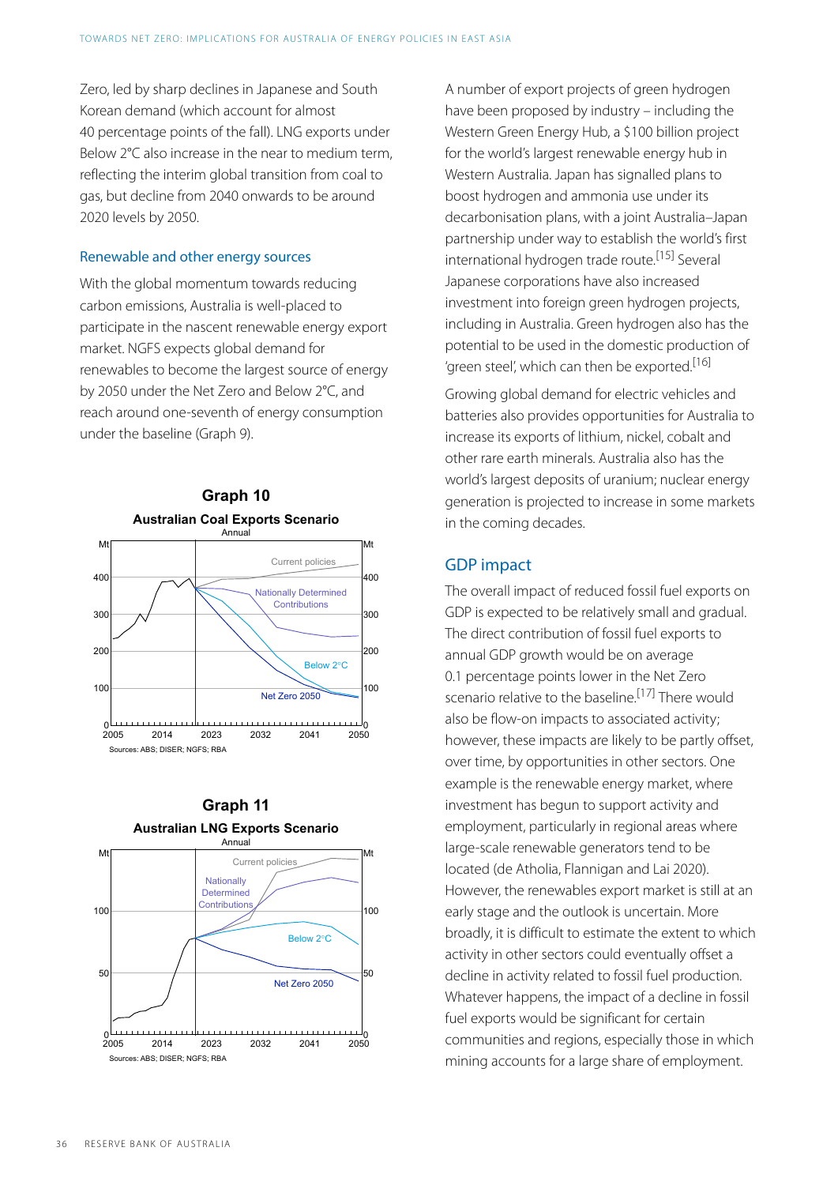Zero, led by sharp declines in Japanese and South Korean demand (which account for almost 40 percentage points of the fall). LNG exports under Below 2°C also increase in the near to medium term, reflecting the interim global transition from coal to gas, but decline from 2040 onwards to be around 2020 levels by 2050.

### Renewable and other energy sources

With the global momentum towards reducing carbon emissions, Australia is well-placed to participate in the nascent renewable energy export market. NGFS expects global demand for renewables to become the largest source of energy by 2050 under the Net Zero and Below 2°C, and reach around one-seventh of energy consumption under the baseline (Graph 9).

**Graph 10**
**Australian Coal Exports Scenario**
Annual

Sources: ABS; DISER; NGFS; RBA

**Graph 11**
**Australian LNG Exports Scenario**
Annual

Sources: ABS; DISER; NGFS; RBA

A number of export projects of green hydrogen have been proposed by industry – including the Western Green Energy Hub, a $100 billion project for the world's largest renewable energy hub in Western Australia. Japan has signalled plans to boost hydrogen and ammonia use under its decarbonisation plans, with a joint Australia–Japan partnership under way to establish the world's first international hydrogen trade route.[15] Several Japanese corporations have also increased investment into foreign green hydrogen projects, including in Australia. Green hydrogen also has the potential to be used in the domestic production of 'green steel', which can then be exported.[16]

Growing global demand for electric vehicles and batteries also provides opportunities for Australia to increase its exports of lithium, nickel, cobalt and other rare earth minerals. Australia also has the world's largest deposits of uranium; nuclear energy generation is projected to increase in some markets in the coming decades.

### GDP impact

The overall impact of reduced fossil fuel exports on GDP is expected to be relatively small and gradual. The direct contribution of fossil fuel exports to annual GDP growth would be on average 0.1 percentage points lower in the Net Zero scenario relative to the baseline.[17] There would also be flow-on impacts to associated activity; however, these impacts are likely to be partly offset, over time, by opportunities in other sectors. One example is the renewable energy market, where investment has begun to support activity and employment, particularly in regional areas where large-scale renewable generators tend to be located (de Atholia, Flannigan and Lai 2020). However, the renewables export market is still at an early stage and the outlook is uncertain. More broadly, it is difficult to estimate the extent to which activity in other sectors could eventually offset a decline in activity related to fossil fuel production. Whatever happens, the impact of a decline in fossil fuel exports would be significant for certain communities and regions, especially those in which mining accounts for a large share of employment.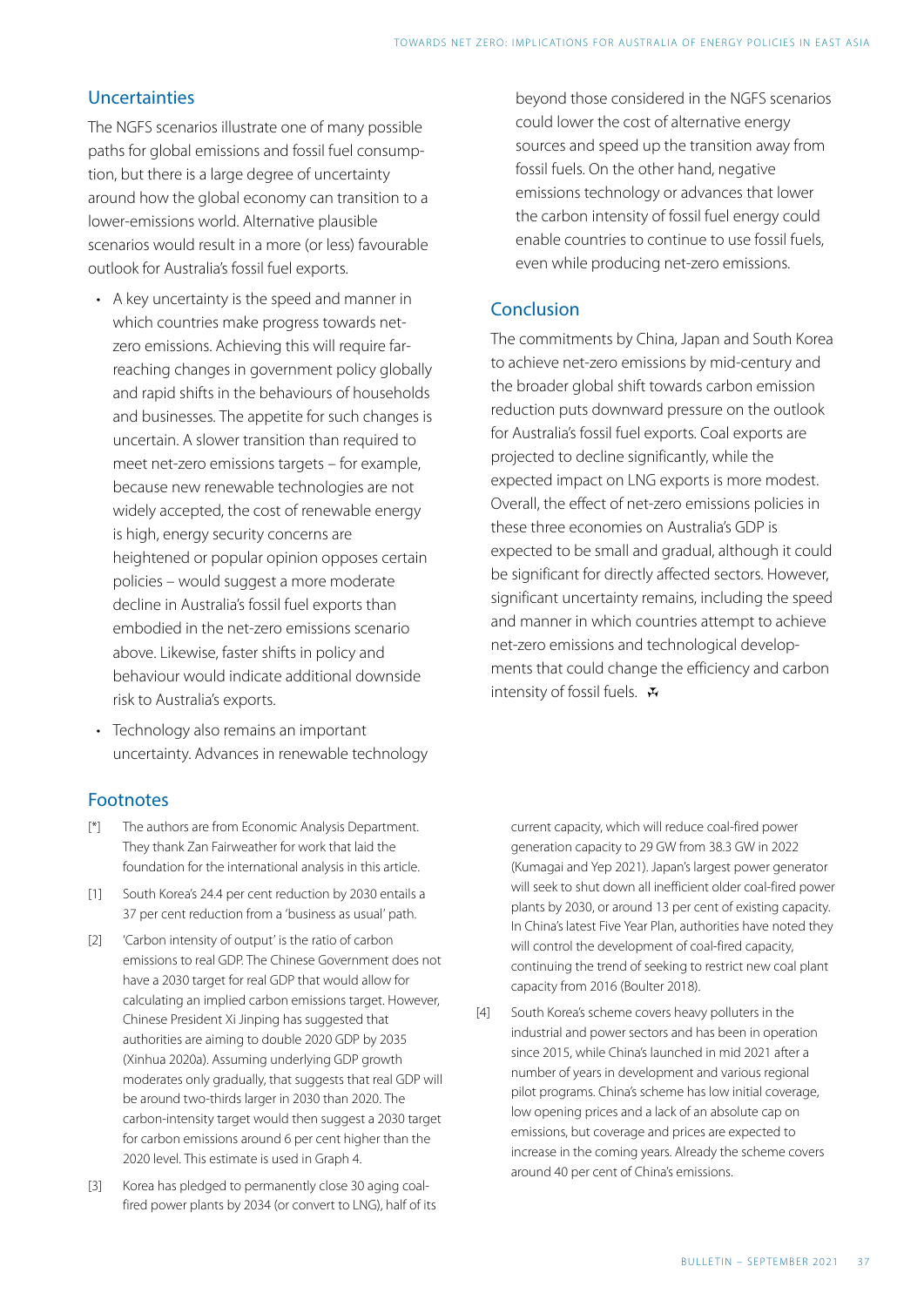## Uncertainties

The NGFS scenarios illustrate one of many possible paths for global emissions and fossil fuel consumption, but there is a large degree of uncertainty around how the global economy can transition to a lower-emissions world. Alternative plausible scenarios would result in a more (or less) favourable outlook for Australia's fossil fuel exports.

- A key uncertainty is the speed and manner in which countries make progress towards net-zero emissions. Achieving this will require far-reaching changes in government policy globally and rapid shifts in the behaviours of households and businesses. The appetite for such changes is uncertain. A slower transition than required to meet net-zero emissions targets – for example, because new renewable technologies are not widely accepted, the cost of renewable energy is high, energy security concerns are heightened or popular opinion opposes certain policies – would suggest a more moderate decline in Australia's fossil fuel exports than embodied in the net-zero emissions scenario above. Likewise, faster shifts in policy and behaviour would indicate additional downside risk to Australia's exports.
- Technology also remains an important uncertainty. Advances in renewable technology beyond those considered in the NGFS scenarios could lower the cost of alternative energy sources and speed up the transition away from fossil fuels. On the other hand, negative emissions technology or advances that lower the carbon intensity of fossil fuel energy could enable countries to continue to use fossil fuels, even while producing net-zero emissions.

## Conclusion

The commitments by China, Japan and South Korea to achieve net-zero emissions by mid-century and the broader global shift towards carbon emission reduction puts downward pressure on the outlook for Australia's fossil fuel exports. Coal exports are projected to decline significantly, while the expected impact on LNG exports is more modest. Overall, the effect of net-zero emissions policies in these three economies on Australia's GDP is expected to be small and gradual, although it could be significant for directly affected sectors. However, significant uncertainty remains, including the speed and manner in which countries attempt to achieve net-zero emissions and technological developments that could change the efficiency and carbon intensity of fossil fuels.

## Footnotes

[*] The authors are from Economic Analysis Department. They thank Zan Fairweather for work that laid the foundation for the international analysis in this article.

[1] South Korea's 24.4 per cent reduction by 2030 entails a 37 per cent reduction from a 'business as usual' path.

[2] 'Carbon intensity of output' is the ratio of carbon emissions to real GDP. The Chinese Government does not have a 2030 target for real GDP that would allow for calculating an implied carbon emissions target. However, Chinese President Xi Jinping has suggested that authorities are aiming to double 2020 GDP by 2035 (Xinhua 2020a). Assuming underlying GDP growth moderates only gradually, that suggests that real GDP will be around two-thirds larger in 2030 than 2020. The carbon-intensity target would then suggest a 2030 target for carbon emissions around 6 per cent higher than the 2020 level. This estimate is used in Graph 4.

[3] Korea has pledged to permanently close 30 aging coal-fired power plants by 2034 (or convert to LNG), half of its current capacity, which will reduce coal-fired power generation capacity to 29 GW from 38.3 GW in 2022 (Kumagai and Yep 2021). Japan's largest power generator will seek to shut down all inefficient older coal-fired power plants by 2030, or around 13 per cent of existing capacity. In China's latest Five Year Plan, authorities have noted they will control the development of coal-fired capacity, continuing the trend of seeking to restrict new coal plant capacity from 2016 (Boulter 2018).

[4] South Korea's scheme covers heavy polluters in the industrial and power sectors and has been in operation since 2015, while China's launched in mid 2021 after a number of years in development and various regional pilot programs. China's scheme has low initial coverage, low opening prices and a lack of an absolute cap on emissions, but coverage and prices are expected to increase in the coming years. Already the scheme covers around 40 per cent of China's emissions.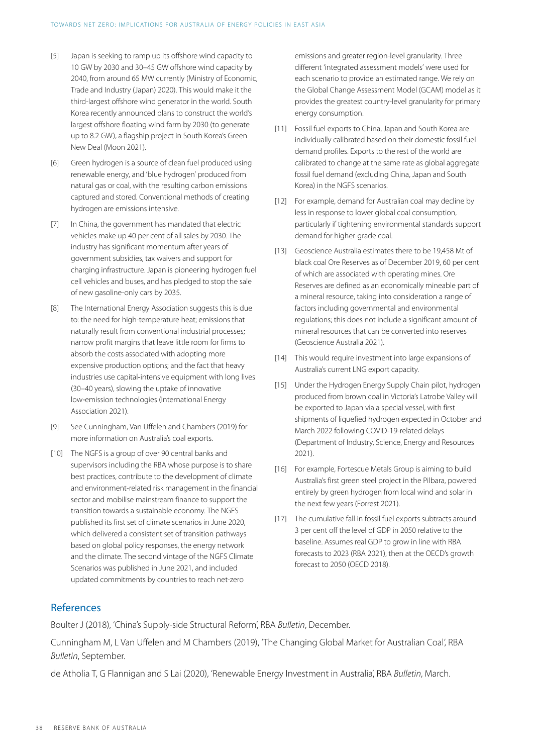[5] Japan is seeking to ramp up its offshore wind capacity to 10 GW by 2030 and 30–45 GW offshore wind capacity by 2040, from around 65 MW currently (Ministry of Economic, Trade and Industry (Japan) 2020). This would make it the third-largest offshore wind generator in the world. South Korea recently announced plans to construct the world's largest offshore floating wind farm by 2030 (to generate up to 8.2 GW), a flagship project in South Korea's Green New Deal (Moon 2021).

[6] Green hydrogen is a source of clean fuel produced using renewable energy, and 'blue hydrogen' produced from natural gas or coal, with the resulting carbon emissions captured and stored. Conventional methods of creating hydrogen are emissions intensive.

[7] In China, the government has mandated that electric vehicles make up 40 per cent of all sales by 2030. The industry has significant momentum after years of government subsidies, tax waivers and support for charging infrastructure. Japan is pioneering hydrogen fuel cell vehicles and buses, and has pledged to stop the sale of new gasoline-only cars by 2035.

[8] The International Energy Association suggests this is due to: the need for high-temperature heat; emissions that naturally result from conventional industrial processes; narrow profit margins that leave little room for firms to absorb the costs associated with adopting more expensive production options; and the fact that heavy industries use capital-intensive equipment with long lives (30–40 years), slowing the uptake of innovative low-emission technologies (International Energy Association 2021).

[9] See Cunningham, Van Uffelen and Chambers (2019) for more information on Australia's coal exports.

[10] The NGFS is a group of over 90 central banks and supervisors including the RBA whose purpose is to share best practices, contribute to the development of climate and environment-related risk management in the financial sector and mobilise mainstream finance to support the transition towards a sustainable economy. The NGFS published its first set of climate scenarios in June 2020, which delivered a consistent set of transition pathways based on global policy responses, the energy network and the climate. The second vintage of the NGFS Climate Scenarios was published in June 2021, and included updated commitments by countries to reach net-zero emissions and greater region-level granularity. Three different 'integrated assessment models' were used for each scenario to provide an estimated range. We rely on the Global Change Assessment Model (GCAM) model as it provides the greatest country-level granularity for primary energy consumption.

[11] Fossil fuel exports to China, Japan and South Korea are individually calibrated based on their domestic fossil fuel demand profiles. Exports to the rest of the world are calibrated to change at the same rate as global aggregate fossil fuel demand (excluding China, Japan and South Korea) in the NGFS scenarios.

[12] For example, demand for Australian coal may decline by less in response to lower global coal consumption, particularly if tightening environmental standards support demand for higher-grade coal.

[13] Geoscience Australia estimates there to be 19,458 Mt of black coal Ore Reserves as of December 2019, 60 per cent of which are associated with operating mines. Ore Reserves are defined as an economically mineable part of a mineral resource, taking into consideration a range of factors including governmental and environmental regulations; this does not include a significant amount of mineral resources that can be converted into reserves (Geoscience Australia 2021).

[14] This would require investment into large expansions of Australia's current LNG export capacity.

[15] Under the Hydrogen Energy Supply Chain pilot, hydrogen produced from brown coal in Victoria's Latrobe Valley will be exported to Japan via a special vessel, with first shipments of liquefied hydrogen expected in October and March 2022 following COVID-19-related delays (Department of Industry, Science, Energy and Resources 2021).

[16] For example, Fortescue Metals Group is aiming to build Australia's first green steel project in the Pilbara, powered entirely by green hydrogen from local wind and solar in the next few years (Forrest 2021).

[17] The cumulative fall in fossil fuel exports subtracts around 3 per cent off the level of GDP in 2050 relative to the baseline. Assumes real GDP to grow in line with RBA forecasts to 2023 (RBA 2021), then at the OECD's growth forecast to 2050 (OECD 2018).

## References

Boulter J (2018), 'China's Supply-side Structural Reform', RBA *Bulletin*, December.

Cunningham M, L Van Uffelen and M Chambers (2019), 'The Changing Global Market for Australian Coal', RBA *Bulletin*, September.

de Atholia T, G Flannigan and S Lai (2020), 'Renewable Energy Investment in Australia', RBA *Bulletin*, March.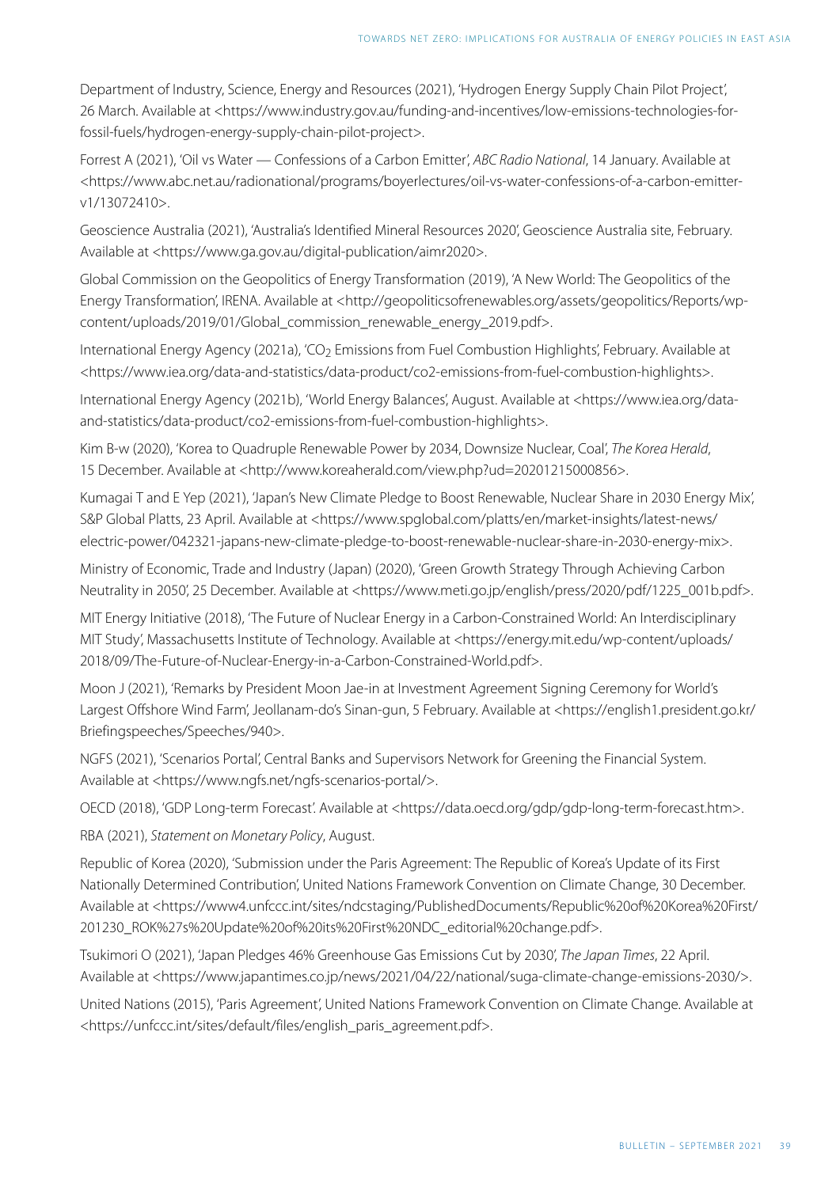Department of Industry, Science, Energy and Resources (2021), 'Hydrogen Energy Supply Chain Pilot Project', 26 March. Available at <https://www.industry.gov.au/funding-and-incentives/low-emissions-technologies-for-fossil-fuels/hydrogen-energy-supply-chain-pilot-project>.

Forrest A (2021), 'Oil vs Water — Confessions of a Carbon Emitter', *ABC Radio National*, 14 January. Available at <https://www.abc.net.au/radionational/programs/boyerlectures/oil-vs-water-confessions-of-a-carbon-emitter-v1/13072410>.

Geoscience Australia (2021), 'Australia's Identified Mineral Resources 2020', Geoscience Australia site, February. Available at <https://www.ga.gov.au/digital-publication/aimr2020>.

Global Commission on the Geopolitics of Energy Transformation (2019), 'A New World: The Geopolitics of the Energy Transformation', IRENA. Available at <http://geopoliticsofrenewables.org/assets/geopolitics/Reports/wp-content/uploads/2019/01/Global_commission_renewable_energy_2019.pdf>.

International Energy Agency (2021a), '$CO_2$ Emissions from Fuel Combustion Highlights', February. Available at <https://www.iea.org/data-and-statistics/data-product/co2-emissions-from-fuel-combustion-highlights>.

International Energy Agency (2021b), 'World Energy Balances', August. Available at <https://www.iea.org/data-and-statistics/data-product/co2-emissions-from-fuel-combustion-highlights>.

Kim B-w (2020), 'Korea to Quadruple Renewable Power by 2034, Downsize Nuclear, Coal', *The Korea Herald*, 15 December. Available at <http://www.koreaherald.com/view.php?ud=20201215000856>.

Kumagai T and E Yep (2021), 'Japan's New Climate Pledge to Boost Renewable, Nuclear Share in 2030 Energy Mix', S&P Global Platts, 23 April. Available at <https://www.spglobal.com/platts/en/market-insights/latest-news/electric-power/042321-japans-new-climate-pledge-to-boost-renewable-nuclear-share-in-2030-energy-mix>.

Ministry of Economic, Trade and Industry (Japan) (2020), 'Green Growth Strategy Through Achieving Carbon Neutrality in 2050', 25 December. Available at <https://www.meti.go.jp/english/press/2020/pdf/1225_001b.pdf>.

MIT Energy Initiative (2018), 'The Future of Nuclear Energy in a Carbon-Constrained World: An Interdisciplinary MIT Study', Massachusetts Institute of Technology. Available at <https://energy.mit.edu/wp-content/uploads/2018/09/The-Future-of-Nuclear-Energy-in-a-Carbon-Constrained-World.pdf>.

Moon J (2021), 'Remarks by President Moon Jae-in at Investment Agreement Signing Ceremony for World's Largest Offshore Wind Farm', Jeollanam-do's Sinan-gun, 5 February. Available at <https://english1.president.go.kr/Briefingspeeches/Speeches/940>.

NGFS (2021), 'Scenarios Portal', Central Banks and Supervisors Network for Greening the Financial System. Available at <https://www.ngfs.net/ngfs-scenarios-portal/>.

OECD (2018), 'GDP Long-term Forecast'. Available at <https://data.oecd.org/gdp/gdp-long-term-forecast.htm>.

RBA (2021), *Statement on Monetary Policy*, August.

Republic of Korea (2020), 'Submission under the Paris Agreement: The Republic of Korea's Update of its First Nationally Determined Contribution', United Nations Framework Convention on Climate Change, 30 December. Available at <https://www4.unfccc.int/sites/ndcstaging/PublishedDocuments/Republic%20of%20Korea%20First/201230_ROK%27s%20Update%20of%20its%20First%20NDC_editorial%20change.pdf>.

Tsukimori O (2021), 'Japan Pledges 46% Greenhouse Gas Emissions Cut by 2030', *The Japan Times*, 22 April. Available at <https://www.japantimes.co.jp/news/2021/04/22/national/suga-climate-change-emissions-2030/>.

United Nations (2015), 'Paris Agreement', United Nations Framework Convention on Climate Change. Available at <https://unfccc.int/sites/default/files/english_paris_agreement.pdf>.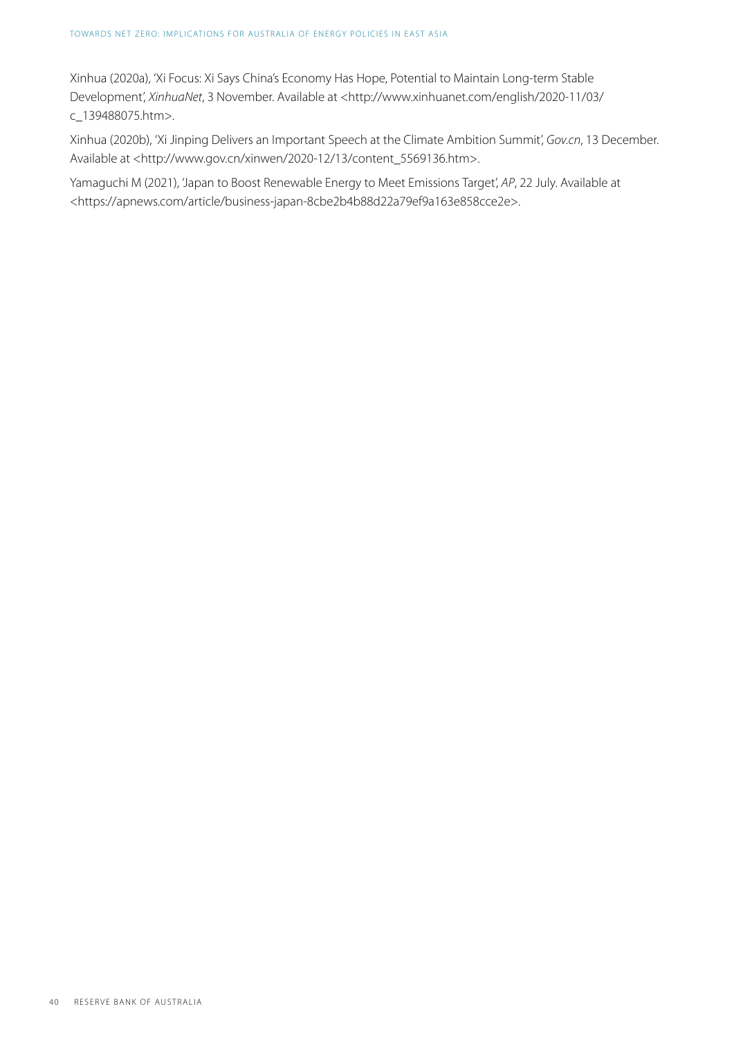Xinhua (2020a), 'Xi Focus: Xi Says China's Economy Has Hope, Potential to Maintain Long-term Stable Development', *XinhuaNet*, 3 November. Available at <http://www.xinhuanet.com/english/2020-11/03/c_139488075.htm>.

Xinhua (2020b), 'Xi Jinping Delivers an Important Speech at the Climate Ambition Summit', *Gov.cn*, 13 December. Available at <http://www.gov.cn/xinwen/2020-12/13/content_5569136.htm>.

Yamaguchi M (2021), 'Japan to Boost Renewable Energy to Meet Emissions Target', *AP*, 22 July. Available at <https://apnews.com/article/business-japan-8cbe2b4b88d22a79ef9a163e858cce2e>.